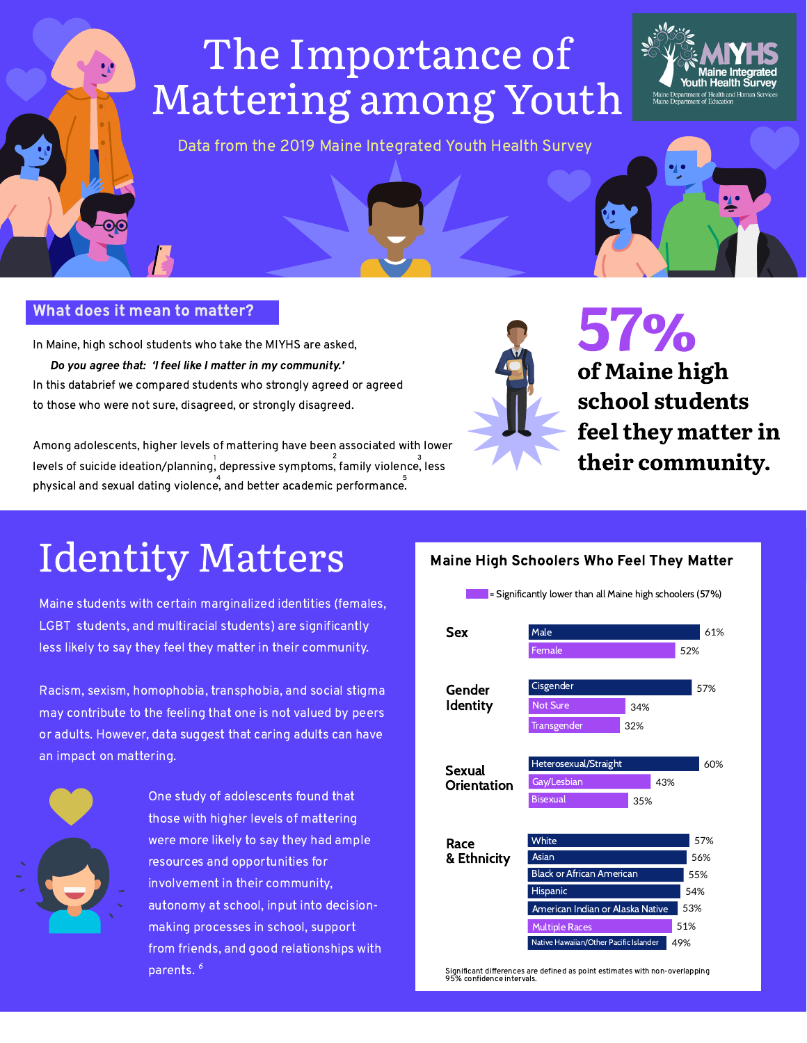# The Importance of Mattering among Youth

Data from the 2019 Maine Integrated Youth Health Survey

MIYHS Maine Integrated Youth Health Survey
Maine Department of Health and Human Services
Maine Department of Education

## What does it mean to matter?

In Maine, high school students who take the MIYHS are asked,

***Do you agree that: 'I feel like I matter in my community.'***

In this databrief we compared students who strongly agreed or agreed to those who were not sure, disagreed, or strongly disagreed.

Among adolescents, higher levels of mattering have been associated with lower levels of suicide ideation/planning,[1] depressive symptoms,[2] family violence,[3] less physical and sexual dating violence,[4] and better academic performance.[5]

**57% of Maine high school students feel they matter in their community.**

# Identity Matters

Maine students with certain marginalized identities (females, LGBT students, and multiracial students) are significantly less likely to say they feel they matter in their community.

Racism, sexism, homophobia, transphobia, and social stigma may contribute to the feeling that one is not valued by peers or adults. However, data suggest that caring adults can have an impact on mattering.

One study of adolescents found that those with higher levels of mattering were more likely to say they had ample resources and opportunities for involvement in their community, autonomy at school, input into decision-making processes in school, support from friends, and good relationships with parents.[6]

### Maine High Schoolers Who Feel They Matter

(Purple bars = Significantly lower than all Maine high schoolers (57%); marked with *)

| Category | Group | Percent |
|---|---|---|
| Sex | Male | 61% |
| | Female* | 52% |
| Gender Identity | Cisgender | 57% |
| | Not Sure* | 34% |
| | Transgender* | 32% |
| Sexual Orientation | Heterosexual/Straight | 60% |
| | Gay/Lesbian* | 43% |
| | Bisexual* | 35% |
| Race & Ethnicity | White | 57% |
| | Asian | 56% |
| | Black or African American | 55% |
| | Hispanic | 54% |
| | American Indian or Alaska Native | 53% |
| | Multiple Races* | 51% |
| | Native Hawaiian/Other Pacific Islander | 49% |

Significant differences are defined as point estimates with non-overlapping 95% confidence intervals.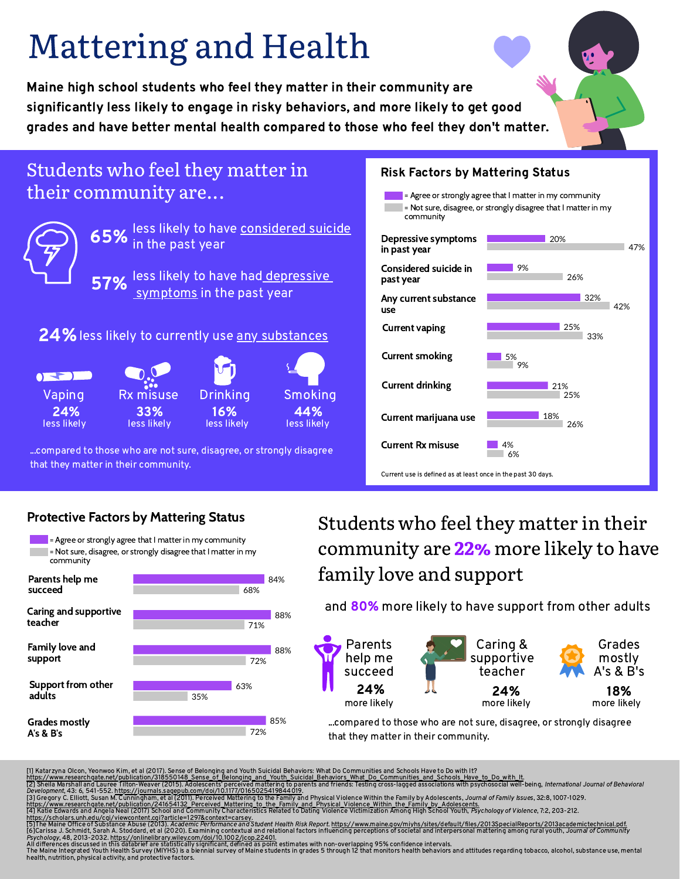# Mattering and Health

**Maine high school students who feel they matter in their community are significantly less likely to engage in risky behaviors, and more likely to get good grades and have better mental health compared to those who feel they don't matter.**

## Students who feel they matter in their community are...

**65%** less likely to have considered suicide in the past year

**57%** less likely to have had depressive symptoms in the past year

**24%** less likely to currently use any substances

Vaping
**24%**
less likely

Rx misuse
**33%**
less likely

Drinking
**16%**
less likely

Smoking
**44%**
less likely

...compared to those who are not sure, disagree, or strongly disagree that they matter in their community.

## Risk Factors by Mattering Status

= Agree or strongly agree that I matter in my community
= Not sure, disagree, or strongly disagree that I matter in my community

Depressive symptoms in past year
20%
47%

Considered suicide in past year
9%
26%

Any current substance use
32%
42%

Current vaping
25%
33%

Current smoking
5%
9%

Current drinking
21%
25%

Current marijuana use
18%
26%

Current Rx misuse
4%
6%

Current use is defined as at least once in the past 30 days.

## Protective Factors by Mattering Status

= Agree or strongly agree that I matter in my community
= Not sure, disagree, or strongly disagree that I matter in my community

Parents help me succeed
84%
68%

Caring and supportive teacher
88%
71%

Family love and support
88%
72%

Support from other adults
63%
35%

Grades mostly A's & B's
85%
72%

## Students who feel they matter in their community are **22%** more likely to have family love and support

and **80%** more likely to have support from other adults

Parents help me succeed
**24%**
more likely

Caring & supportive teacher
**24%**
more likely

Grades mostly A's & B's
**18%**
more likely

...compared to those who are not sure, disagree, or strongly disagree that they matter in their community.

[1] Katarzyna Olcon, Yeonwoo Kim, et al (2017). Sense of Belonging and Youth Suicidal Behaviors: What Do Communities and Schools Have to Do with It? https://www.researchgate.net/publication/318550148_Sense_of_Belonging_and_Youth_Suicidal_Behaviors_What_Do_Communities_and_Schools_Have_to_Do_with_It
[2] Sheila Marshall and Lauree Tilton-Weaver (2015). Adolescents' perceived mattering to parents and friends: Testing cross-lagged associations with psychosocial well-being, *International Journal of Behavioral Development*, 43: 6, 541-552. https://journals.sagepub.com/doi/10.1177/0165025419844019.
[3] Gregory C. Elliott, Susan M. Cunningham, et al (2011). Perceived Mattering to the Family and Physical Violence Within the Family by Adolescents, *Journal of Family Issues*, 32:8, 1007-1029. https://www.researchgate.net/publication/241654132_Perceived_Mattering_to_the_Family_and_Physical_Violence_Within_the_Family_by_Adolescents.
[4] Katie Edwards and Angela Neal (2017) School and Community Characteristics Related to Dating Violence Victimization Among High School Youth, *Psychology of Violence*, 7:2, 203-212. https://scholars.unh.edu/cgi/viewcontent.cgi?article=1297&context=carsey.
[5] The Maine Office of Substance Abuse (2013). *Academic Performance and Student Health Risk Report*. https://www.maine.gov/miyhs/sites/default/files/2013SpecialReports/2013academictechnical.pdf.
[6] Carissa J. Schmidt, Sarah A. Stoddard, et al (2020). Examining contextual and relational factors influencing perceptions of societal and interpersonal mattering among rural youth, *Journal of Community Psychology*, 48, 2013-2032. https://onlinelibrary.wiley.com/doi/10.1002/jcop.22401.
All differences discussed in this databrief are statistically significant, defined as point estimates with non-overlapping 95% confidence intervals.
The Maine Integrated Youth Health Survey (MIYHS) is a biennial survey of Maine students in grades 5 through 12 that monitors health behaviors and attitudes regarding tobacco, alcohol, substance use, mental health, nutrition, physical activity, and protective factors.